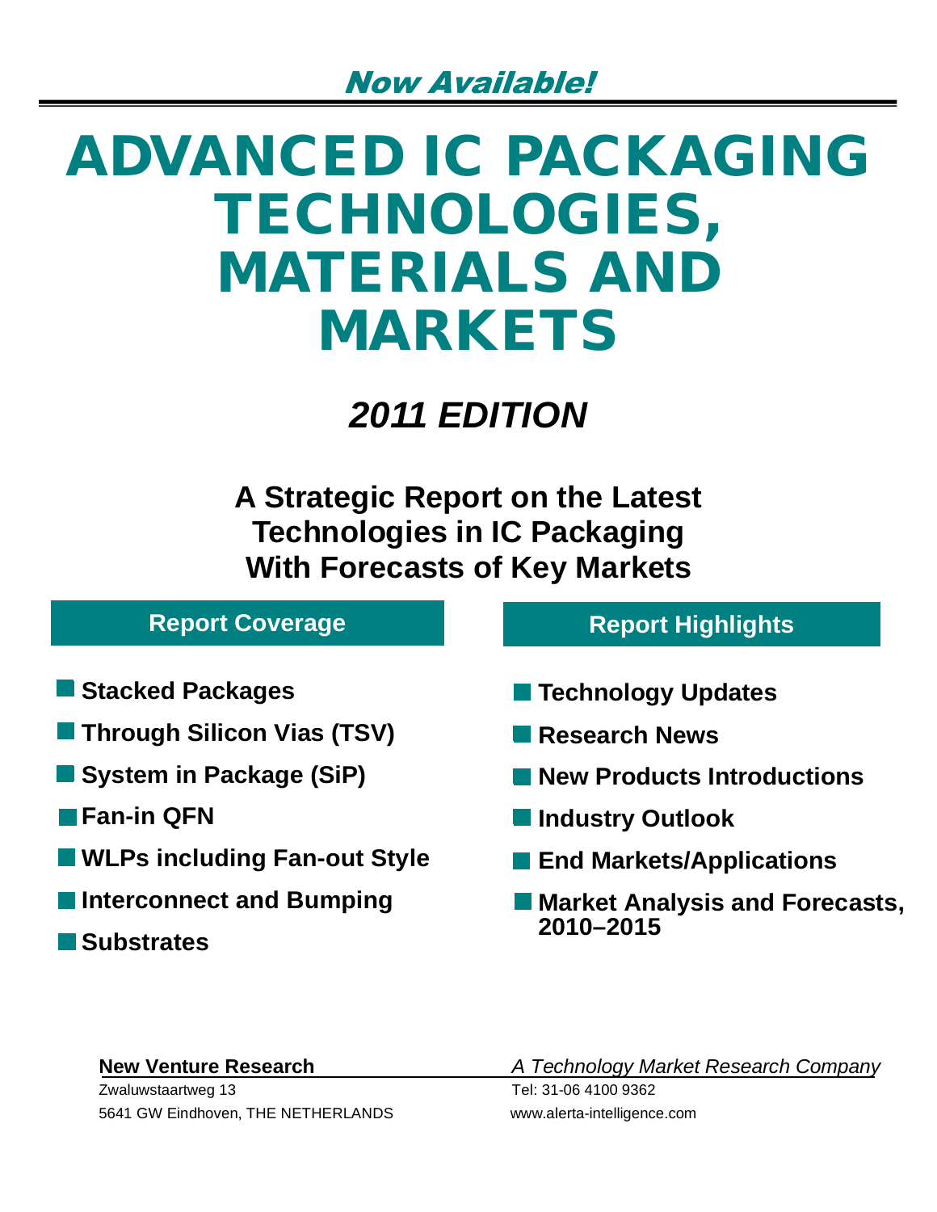*Now Available!*

# ADVANCED IC PACKAGING TECHNOLOGIES, MATERIALS AND MARKETS

## *2011 EDITION*

### A Strategic Report on the Latest Technologies in IC Packaging With Forecasts of Key Markets

## Report Coverage

- **Stacked Packages**
- **Through Silicon Vias (TSV)**
- **System in Package (SiP)**
- **Fan-in QFN**
- **WLPs including Fan-out Style**
- **Interconnect and Bumping**
- **Substrates**

## Report Highlights

- **Technology Updates**
- **Research News**
- **New Products Introductions**
- **Industry Outlook**
- **End Markets/Applications**
- **Market Analysis and Forecasts, 2010–2015**

**New Venture Research**
Zwaluwstaartweg 13
5641 GW Eindhoven, THE NETHERLANDS

*A Technology Market Research Company*
Tel: 31-06 4100 9362
www.alerta-intelligence.com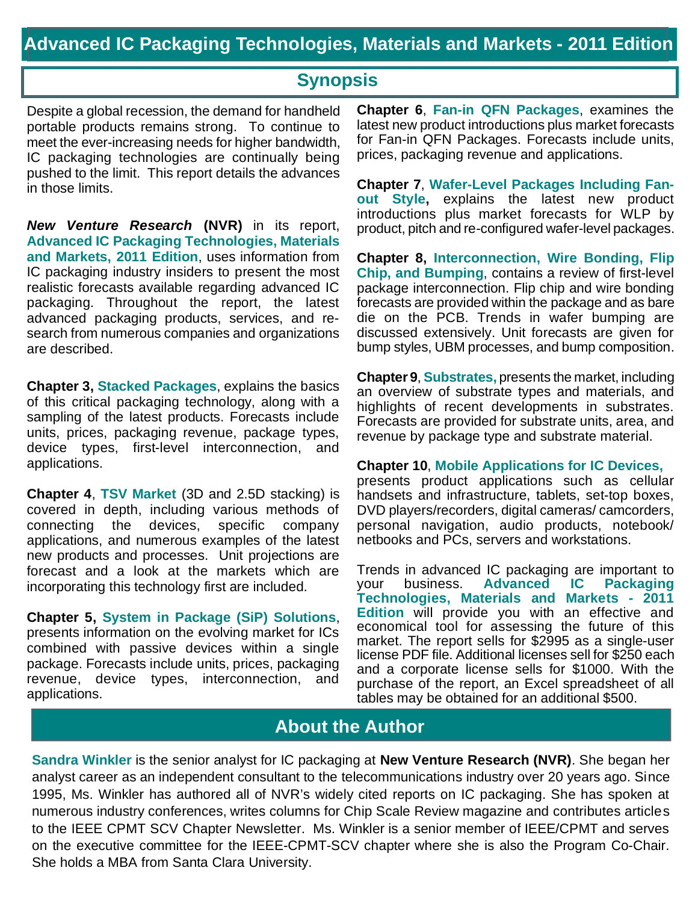# Advanced IC Packaging Technologies, Materials and Markets - 2011 Edition

## Synopsis

Despite a global recession, the demand for handheld portable products remains strong. To continue to meet the ever-increasing needs for higher bandwidth, IC packaging technologies are continually being pushed to the limit. This report details the advances in those limits.

***New Venture Research*** **(NVR)** in its report, **Advanced IC Packaging Technologies, Materials and Markets, 2011 Edition**, uses information from IC packaging industry insiders to present the most realistic forecasts available regarding advanced IC packaging. Throughout the report, the latest advanced packaging products, services, and re-search from numerous companies and organizations are described.

**Chapter 3,** **Stacked Packages**, explains the basics of this critical packaging technology, along with a sampling of the latest products. Forecasts include units, prices, packaging revenue, package types, device types, first-level interconnection, and applications.

**Chapter 4**, **TSV Market** (3D and 2.5D stacking) is covered in depth, including various methods of connecting the devices, specific company applications, and numerous examples of the latest new products and processes. Unit projections are forecast and a look at the markets which are incorporating this technology first are included.

**Chapter 5,** **System in Package (SiP) Solutions**, presents information on the evolving market for ICs combined with passive devices within a single package. Forecasts include units, prices, packaging revenue, device types, interconnection, and applications.

**Chapter 6**, **Fan-in QFN Packages**, examines the latest new product introductions plus market forecasts for Fan-in QFN Packages. Forecasts include units, prices, packaging revenue and applications.

**Chapter 7**, **Wafer-Level Packages Including Fan-out Style,** explains the latest new product introductions plus market forecasts for WLP by product, pitch and re-configured wafer-level packages.

**Chapter 8,** **Interconnection, Wire Bonding, Flip Chip, and Bumping**, contains a review of first-level package interconnection. Flip chip and wire bonding forecasts are provided within the package and as bare die on the PCB. Trends in wafer bumping are discussed extensively. Unit forecasts are given for bump styles, UBM processes, and bump composition.

**Chapter 9**, **Substrates,** presents the market, including an overview of substrate types and materials, and highlights of recent developments in substrates. Forecasts are provided for substrate units, area, and revenue by package type and substrate material.

**Chapter 10**, **Mobile Applications for IC Devices,** presents product applications such as cellular handsets and infrastructure, tablets, set-top boxes, DVD players/recorders, digital cameras/ camcorders, personal navigation, audio products, notebook/ netbooks and PCs, servers and workstations.

Trends in advanced IC packaging are important to your business. **Advanced IC Packaging Technologies, Materials and Markets - 2011 Edition** will provide you with an effective and economical tool for assessing the future of this market. The report sells for $2995 as a single-user license PDF file. Additional licenses sell for $250 each and a corporate license sells for $1000. With the purchase of the report, an Excel spreadsheet of all tables may be obtained for an additional $500.

## About the Author

**Sandra Winkler** is the senior analyst for IC packaging at **New Venture Research (NVR)**. She began her analyst career as an independent consultant to the telecommunications industry over 20 years ago. Since 1995, Ms. Winkler has authored all of NVR's widely cited reports on IC packaging. She has spoken at numerous industry conferences, writes columns for Chip Scale Review magazine and contributes articles to the IEEE CPMT SCV Chapter Newsletter. Ms. Winkler is a senior member of IEEE/CPMT and serves on the executive committee for the IEEE-CPMT-SCV chapter where she is also the Program Co-Chair. She holds a MBA from Santa Clara University.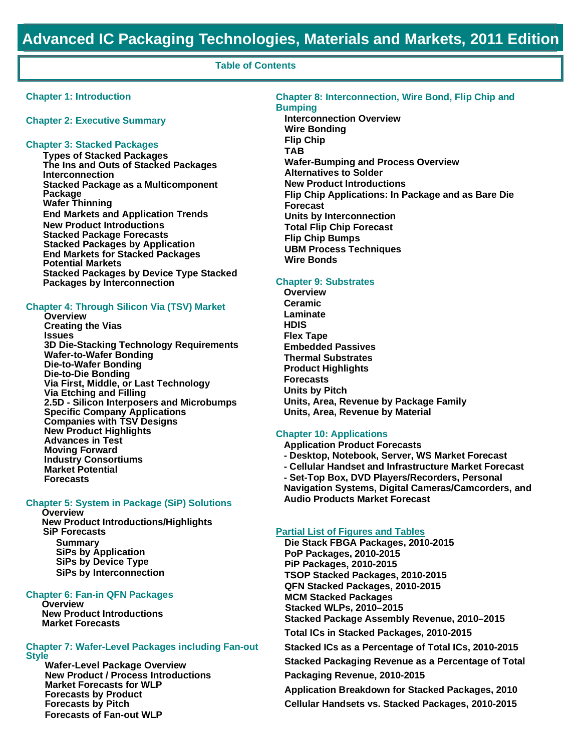# Advanced IC Packaging Technologies, Materials and Markets, 2011 Edition

## Table of Contents

### Chapter 1: Introduction

### Chapter 2: Executive Summary

### Chapter 3: Stacked Packages

- Types of Stacked Packages
- The Ins and Outs of Stacked Packages
- Interconnection
- Stacked Package as a Multicomponent Package
- Wafer Thinning
- End Markets and Application Trends
- New Product Introductions
- Stacked Package Forecasts
- Stacked Packages by Application
- End Markets for Stacked Packages
- Potential Markets
- Stacked Packages by Device Type Stacked Packages by Interconnection

### Chapter 4: Through Silicon Via (TSV) Market

- Overview
- Creating the Vias
- Issues
- 3D Die-Stacking Technology Requirements
- Wafer-to-Wafer Bonding
- Die-to-Wafer Bonding
- Die-to-Die Bonding
- Via First, Middle, or Last Technology
- Via Etching and Filling
- 2.5D - Silicon Interposers and Microbumps
- Specific Company Applications
- Companies with TSV Designs
- New Product Highlights
- Advances in Test
- Moving Forward
- Industry Consortiums
- Market Potential
- Forecasts

### Chapter 5: System in Package (SiP) Solutions

- Overview
- New Product Introductions/Highlights
- SiP Forecasts
  - Summary
  - SiPs by Application
  - SiPs by Device Type
  - SiPs by Interconnection

### Chapter 6: Fan-in QFN Packages

- Overview
- New Product Introductions
- Market Forecasts

### Chapter 7: Wafer-Level Packages including Fan-out Style

- Wafer-Level Package Overview
- New Product / Process Introductions
- Market Forecasts for WLP
- Forecasts by Product
- Forecasts by Pitch
- Forecasts of Fan-out WLP

### Chapter 8: Interconnection, Wire Bond, Flip Chip and Bumping

- Interconnection Overview
- Wire Bonding
- Flip Chip
- TAB
- Wafer-Bumping and Process Overview
- Alternatives to Solder
- New Product Introductions
- Flip Chip Applications: In Package and as Bare Die Forecast
- Units by Interconnection
- Total Flip Chip Forecast
- Flip Chip Bumps
- UBM Process Techniques
- Wire Bonds

### Chapter 9: Substrates

- Overview
- Ceramic
- Laminate
- HDIS
- Flex Tape
- Embedded Passives
- Thermal Substrates
- Product Highlights
- Forecasts
- Units by Pitch
- Units, Area, Revenue by Package Family
- Units, Area, Revenue by Material

### Chapter 10: Applications

- Application Product Forecasts
- - Desktop, Notebook, Server, WS Market Forecast
- - Cellular Handset and Infrastructure Market Forecast
- - Set-Top Box, DVD Players/Recorders, Personal Navigation Systems, Digital Cameras/Camcorders, and Audio Products Market Forecast

### Partial List of Figures and Tables

- Die Stack FBGA Packages, 2010-2015
- PoP Packages, 2010-2015
- PiP Packages, 2010-2015
- TSOP Stacked Packages, 2010-2015
- QFN Stacked Packages, 2010-2015
- MCM Stacked Packages
- Stacked WLPs, 2010–2015
- Stacked Package Assembly Revenue, 2010–2015
- Total ICs in Stacked Packages, 2010-2015
- Stacked ICs as a Percentage of Total ICs, 2010-2015
- Stacked Packaging Revenue as a Percentage of Total Packaging Revenue, 2010-2015
- Application Breakdown for Stacked Packages, 2010
- Cellular Handsets vs. Stacked Packages, 2010-2015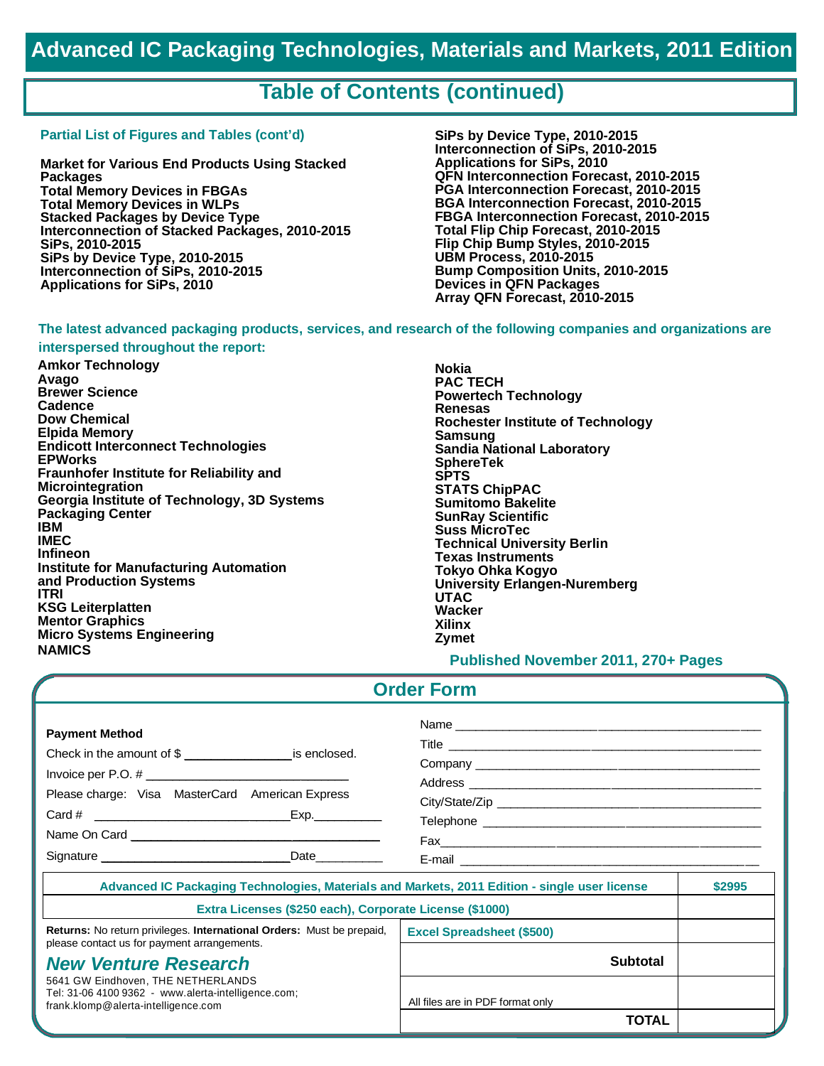# Advanced IC Packaging Technologies, Materials and Markets, 2011 Edition

## Table of Contents (continued)

### Partial List of Figures and Tables (cont'd)

**Market for Various End Products Using Stacked Packages**
**Total Memory Devices in FBGAs**
**Total Memory Devices in WLPs**
**Stacked Packages by Device Type**
**Interconnection of Stacked Packages, 2010-2015**
**SiPs, 2010-2015**
**SiPs by Device Type, 2010-2015**
**Interconnection of SiPs, 2010-2015**
**Applications for SiPs, 2010**
**SiPs by Device Type, 2010-2015**
**Interconnection of SiPs, 2010-2015**
**Applications for SiPs, 2010**
**QFN Interconnection Forecast, 2010-2015**
**PGA Interconnection Forecast, 2010-2015**
**BGA Interconnection Forecast, 2010-2015**
**FBGA Interconnection Forecast, 2010-2015**
**Total Flip Chip Forecast, 2010-2015**
**Flip Chip Bump Styles, 2010-2015**
**UBM Process, 2010-2015**
**Bump Composition Units, 2010-2015**
**Devices in QFN Packages**
**Array QFN Forecast, 2010-2015**

### The latest advanced packaging products, services, and research of the following companies and organizations are interspersed throughout the report:

**Amkor Technology**
**Avago**
**Brewer Science**
**Cadence**
**Dow Chemical**
**Elpida Memory**
**Endicott Interconnect Technologies**
**EPWorks**
**Fraunhofer Institute for Reliability and Microintegration**
**Georgia Institute of Technology, 3D Systems Packaging Center**
**IBM**
**IMEC**
**Infineon**
**Institute for Manufacturing Automation and Production Systems**
**ITRI**
**KSG Leiterplatten**
**Mentor Graphics**
**Micro Systems Engineering**
**NAMICS**
**Nokia**
**PAC TECH**
**Powertech Technology**
**Renesas**
**Rochester Institute of Technology**
**Samsung**
**Sandia National Laboratory**
**SphereTek**
**SPTS**
**STATS ChipPAC**
**Sumitomo Bakelite**
**SunRay Scientific**
**Suss MicroTec**
**Technical University Berlin**
**Texas Instruments**
**Tokyo Ohka Kogyo**
**University Erlangen-Nuremberg**
**UTAC**
**Wacker**
**Xilinx**
**Zymet**

**Published November 2011, 270+ Pages**

## Order Form

**Payment Method**

Check in the amount of $ ______________ is enclosed.

Invoice per P.O. # ____________________________

Please charge: Visa MasterCard American Express

Card # ___________________________ Exp. _________

Name On Card ________________________________

Signature __________________________ Date _________

Name ___________________________________________

Title ____________________________________________

Company ________________________________________

Address _________________________________________

City/State/Zip ____________________________________

Telephone _______________________________________

Fax ____________________________________________

E-mail __________________________________________

| | |
|---|---|
| Advanced IC Packaging Technologies, Materials and Markets, 2011 Edition - single user license | $2995 |
| Extra Licenses ($250 each), Corporate License ($1000) | |
| Excel Spreadsheet ($500) | |
| Subtotal | |
| All files are in PDF format only | |
| TOTAL | |

**Returns:** No return privileges. **International Orders:** Must be prepaid, please contact us for payment arrangements.

***New Venture Research***

5641 GW Eindhoven, THE NETHERLANDS
Tel: 31-06 4100 9362 - www.alerta-intelligence.com;
frank.klomp@alerta-intelligence.com